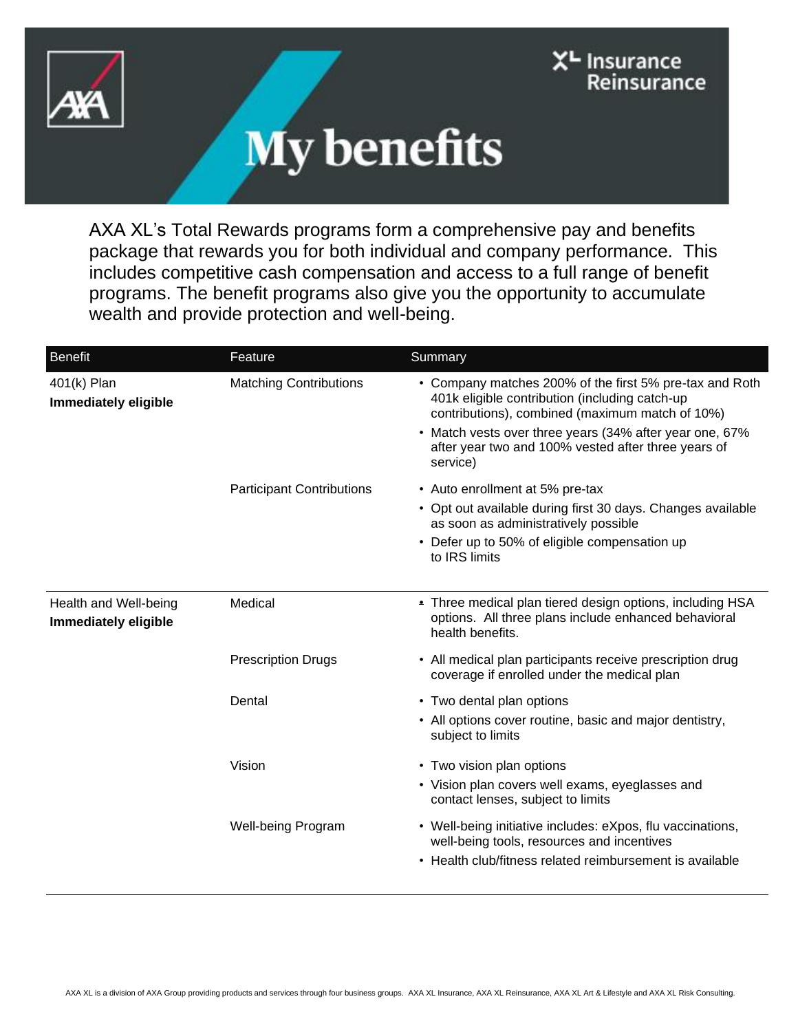# My benefits

AXA XL's Total Rewards programs form a comprehensive pay and benefits package that rewards you for both individual and company performance. This includes competitive cash compensation and access to a full range of benefit programs. The benefit programs also give you the opportunity to accumulate wealth and provide protection and well-being.

| Benefit | Feature | Summary |
|---|---|---|
| 401(k) Plan<br>**Immediately eligible** | Matching Contributions | • Company matches 200% of the first 5% pre-tax and Roth 401k eligible contribution (including catch-up contributions), combined (maximum match of 10%)<br>• Match vests over three years (34% after year one, 67% after year two and 100% vested after three years of service) |
| | Participant Contributions | • Auto enrollment at 5% pre-tax<br>• Opt out available during first 30 days. Changes available as soon as administratively possible<br>• Defer up to 50% of eligible compensation up to IRS limits |
| Health and Well-being<br>**Immediately eligible** | Medical | • Three medical plan tiered design options, including HSA options. All three plans include enhanced behavioral health benefits. |
| | Prescription Drugs | • All medical plan participants receive prescription drug coverage if enrolled under the medical plan |
| | Dental | • Two dental plan options<br>• All options cover routine, basic and major dentistry, subject to limits |
| | Vision | • Two vision plan options<br>• Vision plan covers well exams, eyeglasses and contact lenses, subject to limits |
| | Well-being Program | • Well-being initiative includes: eXpos, flu vaccinations, well-being tools, resources and incentives<br>• Health club/fitness related reimbursement is available |

AXA XL is a division of AXA Group providing products and services through four business groups. AXA XL Insurance, AXA XL Reinsurance, AXA XL Art & Lifestyle and AXA XL Risk Consulting.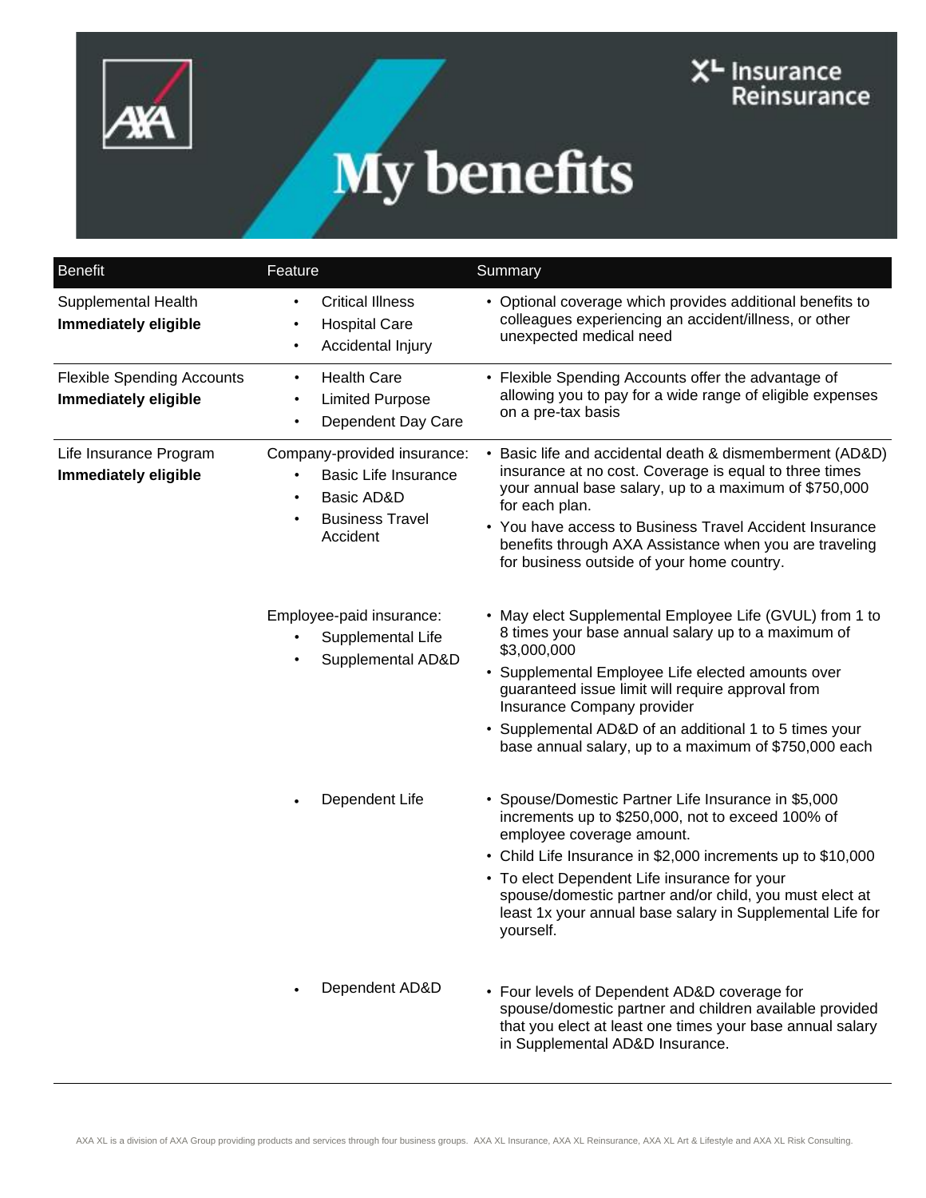# My benefits

| Benefit | Feature | Summary |
|---|---|---|
| Supplemental Health **Immediately eligible** | • Critical Illness<br>• Hospital Care<br>• Accidental Injury | • Optional coverage which provides additional benefits to colleagues experiencing an accident/illness, or other unexpected medical need |
| Flexible Spending Accounts **Immediately eligible** | • Health Care<br>• Limited Purpose<br>• Dependent Day Care | • Flexible Spending Accounts offer the advantage of allowing you to pay for a wide range of eligible expenses on a pre-tax basis |
| Life Insurance Program **Immediately eligible** | Company-provided insurance:<br>• Basic Life Insurance<br>• Basic AD&D<br>• Business Travel Accident | • Basic life and accidental death & dismemberment (AD&D) insurance at no cost. Coverage is equal to three times your annual base salary, up to a maximum of $750,000 for each plan.<br>• You have access to Business Travel Accident Insurance benefits through AXA Assistance when you are traveling for business outside of your home country. |
| | Employee-paid insurance:<br>• Supplemental Life<br>• Supplemental AD&D | • May elect Supplemental Employee Life (GVUL) from 1 to 8 times your base annual salary up to a maximum of $3,000,000<br>• Supplemental Employee Life elected amounts over guaranteed issue limit will require approval from Insurance Company provider<br>• Supplemental AD&D of an additional 1 to 5 times your base annual salary, up to a maximum of $750,000 each |
| | • Dependent Life | • Spouse/Domestic Partner Life Insurance in $5,000 increments up to $250,000, not to exceed 100% of employee coverage amount.<br>• Child Life Insurance in $2,000 increments up to $10,000<br>• To elect Dependent Life insurance for your spouse/domestic partner and/or child, you must elect at least 1x your annual base salary in Supplemental Life for yourself. |
| | • Dependent AD&D | • Four levels of Dependent AD&D coverage for spouse/domestic partner and children available provided that you elect at least one times your base annual salary in Supplemental AD&D Insurance. |

AXA XL is a division of AXA Group providing products and services through four business groups. AXA XL Insurance, AXA XL Reinsurance, AXA XL Art & Lifestyle and AXA XL Risk Consulting.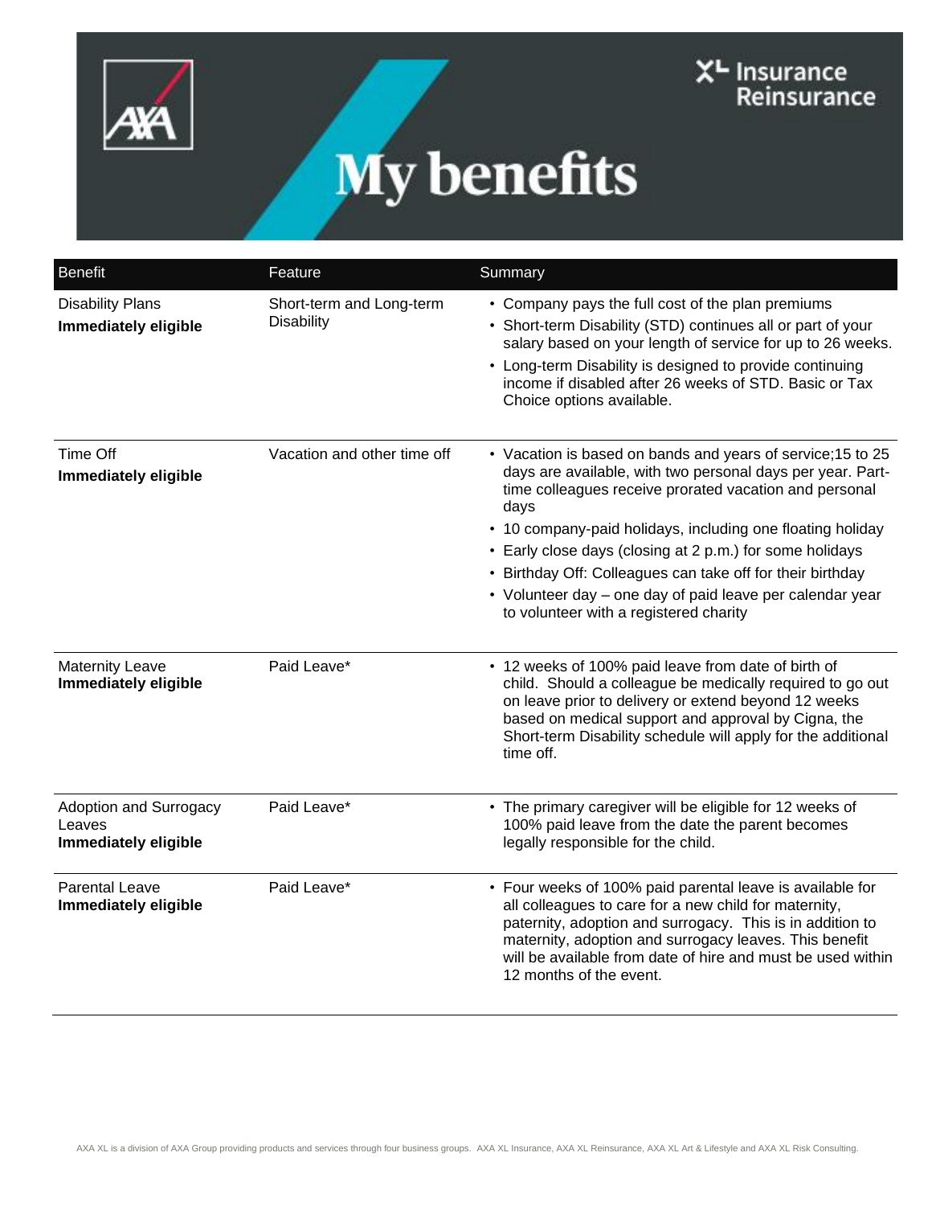# My benefits

| Benefit | Feature | Summary |
|---|---|---|
| Disability Plans<br>**Immediately eligible** | Short-term and Long-term Disability | • Company pays the full cost of the plan premiums<br>• Short-term Disability (STD) continues all or part of your salary based on your length of service for up to 26 weeks.<br>• Long-term Disability is designed to provide continuing income if disabled after 26 weeks of STD. Basic or Tax Choice options available. |
| Time Off<br>**Immediately eligible** | Vacation and other time off | • Vacation is based on bands and years of service;15 to 25 days are available, with two personal days per year. Part-time colleagues receive prorated vacation and personal days<br>• 10 company-paid holidays, including one floating holiday<br>• Early close days (closing at 2 p.m.) for some holidays<br>• Birthday Off: Colleagues can take off for their birthday<br>• Volunteer day – one day of paid leave per calendar year to volunteer with a registered charity |
| Maternity Leave<br>**Immediately eligible** | Paid Leave* | • 12 weeks of 100% paid leave from date of birth of child. Should a colleague be medically required to go out on leave prior to delivery or extend beyond 12 weeks based on medical support and approval by Cigna, the Short-term Disability schedule will apply for the additional time off. |
| Adoption and Surrogacy Leaves<br>**Immediately eligible** | Paid Leave* | • The primary caregiver will be eligible for 12 weeks of 100% paid leave from the date the parent becomes legally responsible for the child. |
| Parental Leave<br>**Immediately eligible** | Paid Leave* | • Four weeks of 100% paid parental leave is available for all colleagues to care for a new child for maternity, paternity, adoption and surrogacy. This is in addition to maternity, adoption and surrogacy leaves. This benefit will be available from date of hire and must be used within 12 months of the event. |

AXA XL is a division of AXA Group providing products and services through four business groups. AXA XL Insurance, AXA XL Reinsurance, AXA XL Art & Lifestyle and AXA XL Risk Consulting.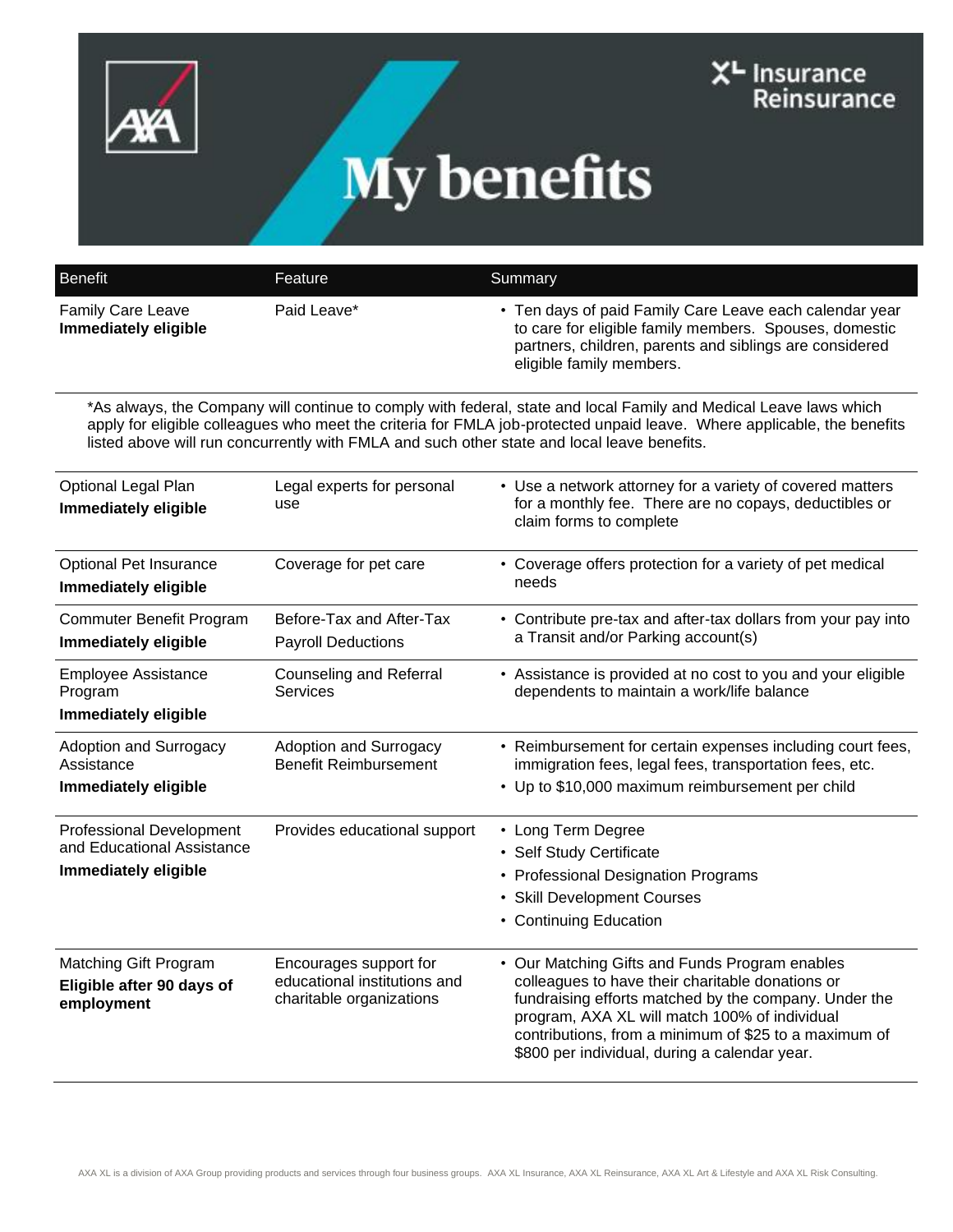# My benefits

XL Insurance Reinsurance

| Benefit | Feature | Summary |
|---|---|---|
| Family Care Leave **Immediately eligible** | Paid Leave* | • Ten days of paid Family Care Leave each calendar year to care for eligible family members. Spouses, domestic partners, children, parents and siblings are considered eligible family members. |

*As always, the Company will continue to comply with federal, state and local Family and Medical Leave laws which apply for eligible colleagues who meet the criteria for FMLA job-protected unpaid leave. Where applicable, the benefits listed above will run concurrently with FMLA and such other state and local leave benefits.

| Benefit | Feature | Summary |
|---|---|---|
| Optional Legal Plan **Immediately eligible** | Legal experts for personal use | • Use a network attorney for a variety of covered matters for a monthly fee. There are no copays, deductibles or claim forms to complete |
| Optional Pet Insurance **Immediately eligible** | Coverage for pet care | • Coverage offers protection for a variety of pet medical needs |
| Commuter Benefit Program **Immediately eligible** | Before-Tax and After-Tax Payroll Deductions | • Contribute pre-tax and after-tax dollars from your pay into a Transit and/or Parking account(s) |
| Employee Assistance Program **Immediately eligible** | Counseling and Referral Services | • Assistance is provided at no cost to you and your eligible dependents to maintain a work/life balance |
| Adoption and Surrogacy Assistance **Immediately eligible** | Adoption and Surrogacy Benefit Reimbursement | • Reimbursement for certain expenses including court fees, immigration fees, legal fees, transportation fees, etc. <br> • Up to $10,000 maximum reimbursement per child |
| Professional Development and Educational Assistance **Immediately eligible** | Provides educational support | • Long Term Degree <br> • Self Study Certificate <br> • Professional Designation Programs <br> • Skill Development Courses <br> • Continuing Education |
| Matching Gift Program **Eligible after 90 days of employment** | Encourages support for educational institutions and charitable organizations | • Our Matching Gifts and Funds Program enables colleagues to have their charitable donations or fundraising efforts matched by the company. Under the program, AXA XL will match 100% of individual contributions, from a minimum of $25 to a maximum of $800 per individual, during a calendar year. |

AXA XL is a division of AXA Group providing products and services through four business groups. AXA XL Insurance, AXA XL Reinsurance, AXA XL Art & Lifestyle and AXA XL Risk Consulting.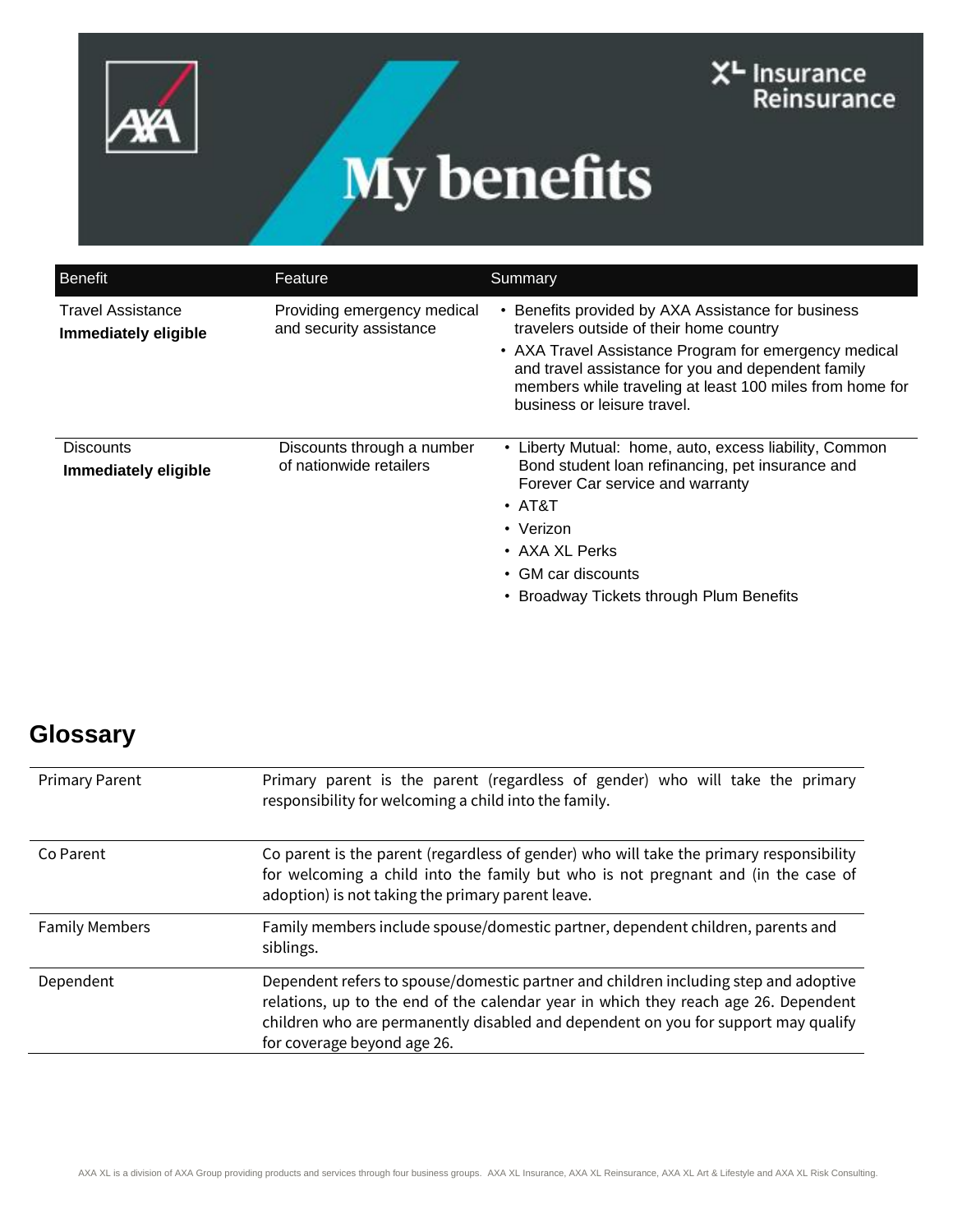# My benefits

XL Insurance Reinsurance

| Benefit | Feature | Summary |
| --- | --- | --- |
| Travel Assistance<br>**Immediately eligible** | Providing emergency medical and security assistance | • Benefits provided by AXA Assistance for business travelers outside of their home country<br>• AXA Travel Assistance Program for emergency medical and travel assistance for you and dependent family members while traveling at least 100 miles from home for business or leisure travel. |
| Discounts<br>**Immediately eligible** | Discounts through a number of nationwide retailers | • Liberty Mutual: home, auto, excess liability, Common Bond student loan refinancing, pet insurance and Forever Car service and warranty<br>• AT&T<br>• Verizon<br>• AXA XL Perks<br>• GM car discounts<br>• Broadway Tickets through Plum Benefits |

## Glossary

| | |
| --- | --- |
| Primary Parent | Primary parent is the parent (regardless of gender) who will take the primary responsibility for welcoming a child into the family. |
| Co Parent | Co parent is the parent (regardless of gender) who will take the primary responsibility for welcoming a child into the family but who is not pregnant and (in the case of adoption) is not taking the primary parent leave. |
| Family Members | Family members include spouse/domestic partner, dependent children, parents and siblings. |
| Dependent | Dependent refers to spouse/domestic partner and children including step and adoptive relations, up to the end of the calendar year in which they reach age 26. Dependent children who are permanently disabled and dependent on you for support may qualify for coverage beyond age 26. |

AXA XL is a division of AXA Group providing products and services through four business groups. AXA XL Insurance, AXA XL Reinsurance, AXA XL Art & Lifestyle and AXA XL Risk Consulting.